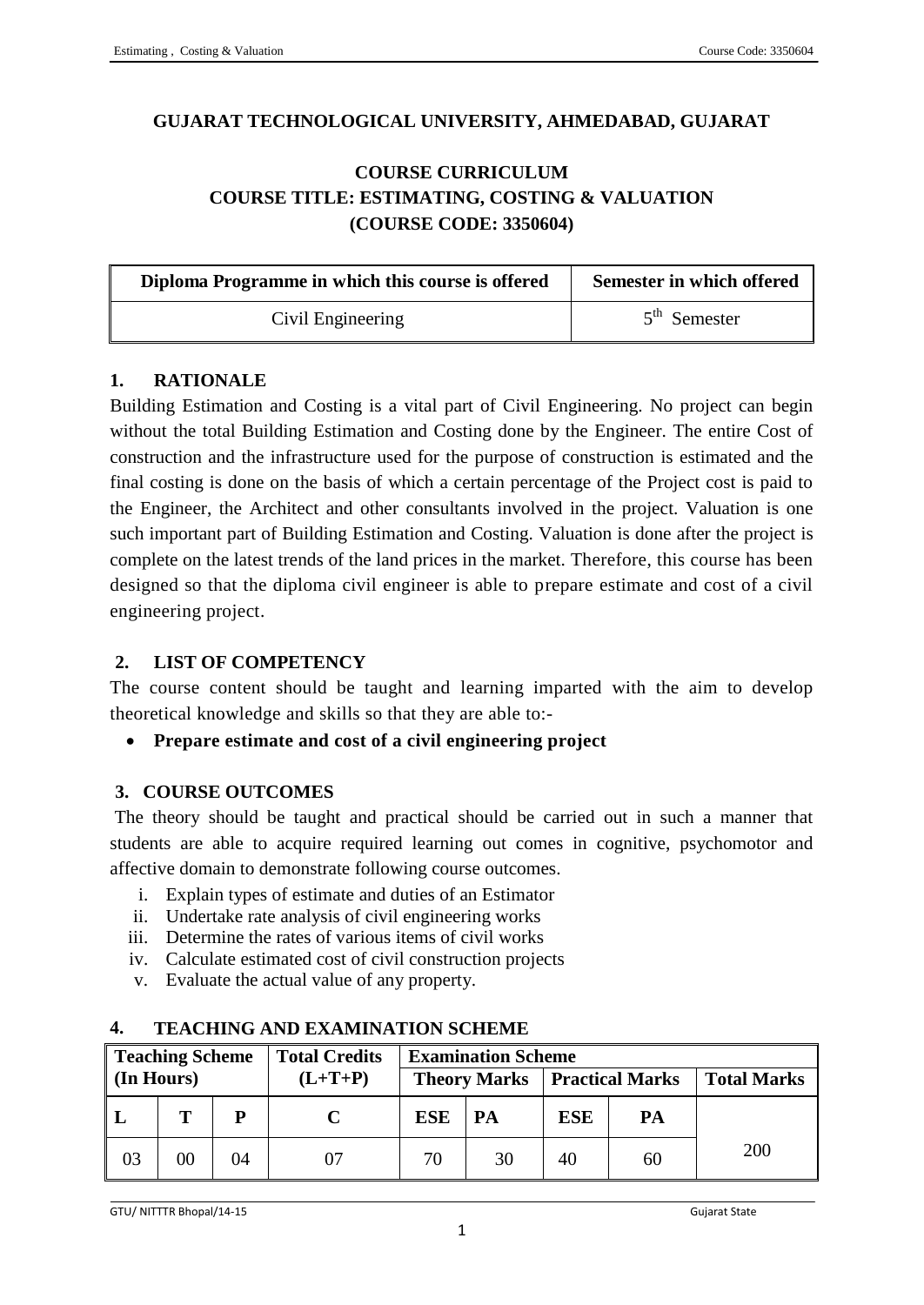**GUJARAT TECHNOLOGICAL UNIVERSITY, AHMEDABAD, GUJARAT**

# COURSE CURRICULUM
# COURSE TITLE: ESTIMATING, COSTING & VALUATION
# (COURSE CODE: 3350604)

| Diploma Programme in which this course is offered | Semester in which offered |
|---|---|
| Civil Engineering | 5th Semester |

## 1. RATIONALE

Building Estimation and Costing is a vital part of Civil Engineering. No project can begin without the total Building Estimation and Costing done by the Engineer. The entire Cost of construction and the infrastructure used for the purpose of construction is estimated and the final costing is done on the basis of which a certain percentage of the Project cost is paid to the Engineer, the Architect and other consultants involved in the project. Valuation is one such important part of Building Estimation and Costing. Valuation is done after the project is complete on the latest trends of the land prices in the market. Therefore, this course has been designed so that the diploma civil engineer is able to prepare estimate and cost of a civil engineering project.

## 2. LIST OF COMPETENCY

The course content should be taught and learning imparted with the aim to develop theoretical knowledge and skills so that they are able to:-

- **Prepare estimate and cost of a civil engineering project**

## 3. COURSE OUTCOMES

The theory should be taught and practical should be carried out in such a manner that students are able to acquire required learning out comes in cognitive, psychomotor and affective domain to demonstrate following course outcomes.

i. Explain types of estimate and duties of an Estimator
ii. Undertake rate analysis of civil engineering works
iii. Determine the rates of various items of civil works
iv. Calculate estimated cost of civil construction projects
v. Evaluate the actual value of any property.

## 4. TEACHING AND EXAMINATION SCHEME

| Teaching Scheme (In Hours) | | | Total Credits (L+T+P) | Examination Scheme | | | | |
|---|---|---|---|---|---|---|---|---|
| | | | | Theory Marks | | Practical Marks | | Total Marks |
| L | T | P | C | ESE | PA | ESE | PA | |
| 03 | 00 | 04 | 07 | 70 | 30 | 40 | 60 | 200 |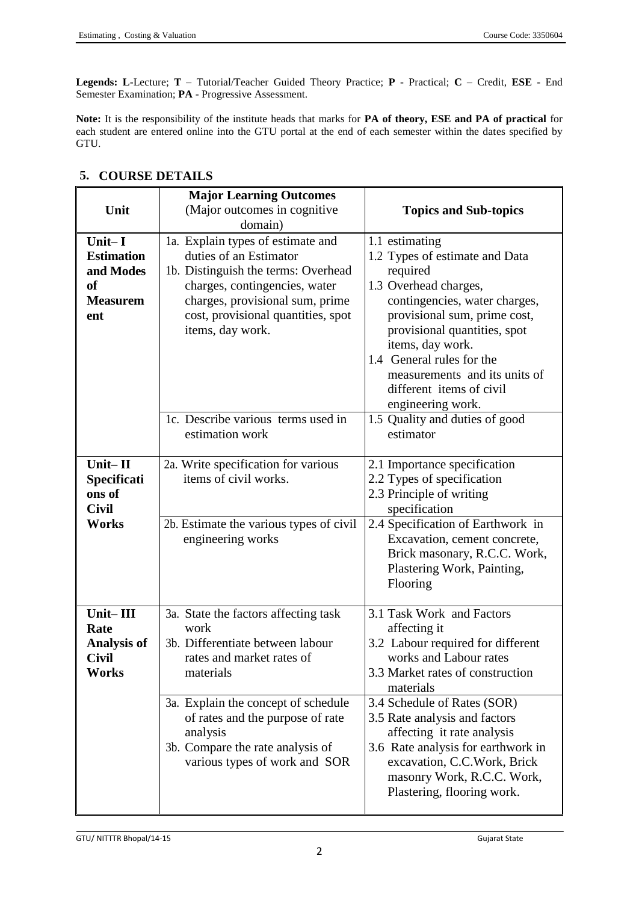**Legends: L**-Lecture; **T** – Tutorial/Teacher Guided Theory Practice; **P** - Practical; **C** – Credit, **ESE** - End Semester Examination; **PA** - Progressive Assessment.

**Note:** It is the responsibility of the institute heads that marks for **PA of theory, ESE and PA of practical** for each student are entered online into the GTU portal at the end of each semester within the dates specified by GTU.

## 5. COURSE DETAILS

| Unit | **Major Learning Outcomes** (Major outcomes in cognitive domain) | Topics and Sub-topics |
|---|---|---|
| **Unit– I Estimation and Modes of Measurement** | 1a. Explain types of estimate and duties of an Estimator<br>1b. Distinguish the terms: Overhead charges, contingencies, water charges, provisional sum, prime cost, provisional quantities, spot items, day work. | 1.1 estimating<br>1.2 Types of estimate and Data required<br>1.3 Overhead charges, contingencies, water charges, provisional sum, prime cost, provisional quantities, spot items, day work.<br>1.4 General rules for the measurements and its units of different items of civil engineering work. |
| | 1c. Describe various terms used in estimation work | 1.5 Quality and duties of good estimator |
| **Unit– II Specifications of Civil Works** | 2a. Write specification for various items of civil works. | 2.1 Importance specification<br>2.2 Types of specification<br>2.3 Principle of writing specification |
| | 2b. Estimate the various types of civil engineering works | 2.4 Specification of Earthwork in Excavation, cement concrete, Brick masonary, R.C.C. Work, Plastering Work, Painting, Flooring |
| **Unit– III Rate Analysis of Civil Works** | 3a. State the factors affecting task work<br>3b. Differentiate between labour rates and market rates of materials | 3.1 Task Work and Factors affecting it<br>3.2 Labour required for different works and Labour rates<br>3.3 Market rates of construction materials |
| | 3a. Explain the concept of schedule of rates and the purpose of rate analysis<br>3b. Compare the rate analysis of various types of work and SOR | 3.4 Schedule of Rates (SOR)<br>3.5 Rate analysis and factors affecting it rate analysis<br>3.6 Rate analysis for earthwork in excavation, C.C.Work, Brick masonry Work, R.C.C. Work, Plastering, flooring work. |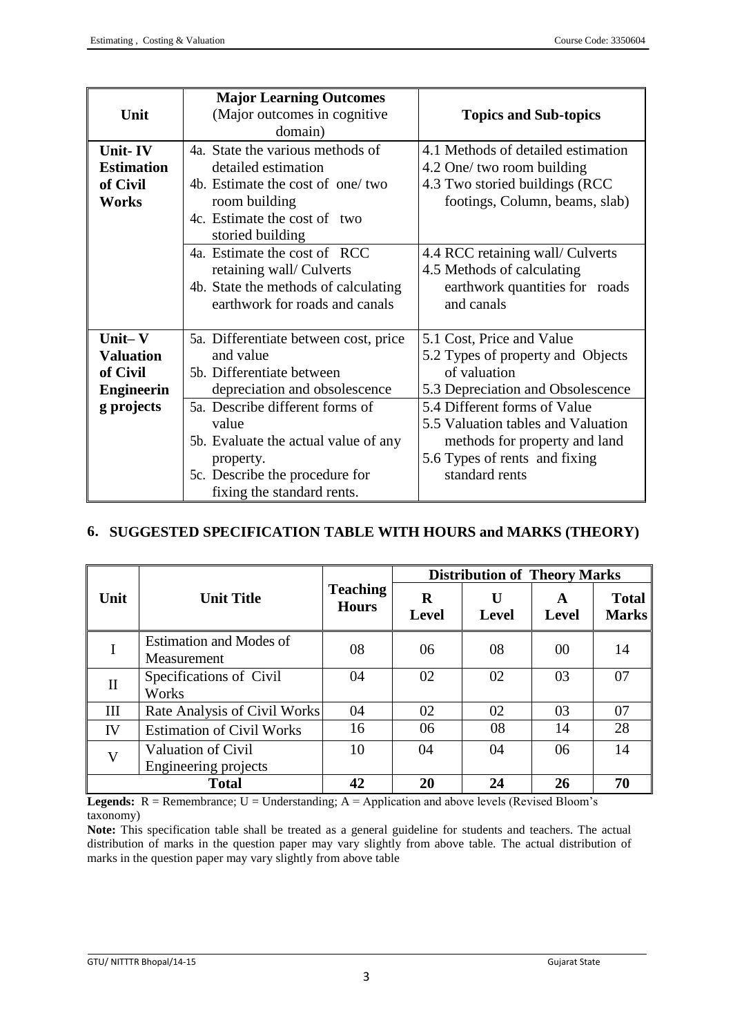| Unit | Major Learning Outcomes (Major outcomes in cognitive domain) | Topics and Sub-topics |
|---|---|---|
| **Unit- IV Estimation of Civil Works** | 4a. State the various methods of detailed estimation<br>4b. Estimate the cost of one/ two room building<br>4c. Estimate the cost of two storied building | 4.1 Methods of detailed estimation<br>4.2 One/ two room building<br>4.3 Two storied buildings (RCC footings, Column, beams, slab) |
| | 4a. Estimate the cost of RCC retaining wall/ Culverts<br>4b. State the methods of calculating earthwork for roads and canals | 4.4 RCC retaining wall/ Culverts<br>4.5 Methods of calculating earthwork quantities for roads and canals |
| **Unit– V Valuation of Civil Engineering projects** | 5a. Differentiate between cost, price and value<br>5b. Differentiate between depreciation and obsolescence | 5.1 Cost, Price and Value<br>5.2 Types of property and Objects of valuation<br>5.3 Depreciation and Obsolescence |
| | 5a. Describe different forms of value<br>5b. Evaluate the actual value of any property.<br>5c. Describe the procedure for fixing the standard rents. | 5.4 Different forms of Value<br>5.5 Valuation tables and Valuation methods for property and land<br>5.6 Types of rents and fixing standard rents |

## 6. SUGGESTED SPECIFICATION TABLE WITH HOURS and MARKS (THEORY)

| Unit | Unit Title | Teaching Hours | Distribution of Theory Marks | | | |
|---|---|---|---|---|---|---|
| | | | R Level | U Level | A Level | Total Marks |
| I | Estimation and Modes of Measurement | 08 | 06 | 08 | 00 | 14 |
| II | Specifications of Civil Works | 04 | 02 | 02 | 03 | 07 |
| III | Rate Analysis of Civil Works | 04 | 02 | 02 | 03 | 07 |
| IV | Estimation of Civil Works | 16 | 06 | 08 | 14 | 28 |
| V | Valuation of Civil Engineering projects | 10 | 04 | 04 | 06 | 14 |
| **Total** | | **42** | **20** | **24** | **26** | **70** |

**Legends:** R = Remembrance; U = Understanding; A = Application and above levels (Revised Bloom's taxonomy)

**Note:** This specification table shall be treated as a general guideline for students and teachers. The actual distribution of marks in the question paper may vary slightly from above table. The actual distribution of marks in the question paper may vary slightly from above table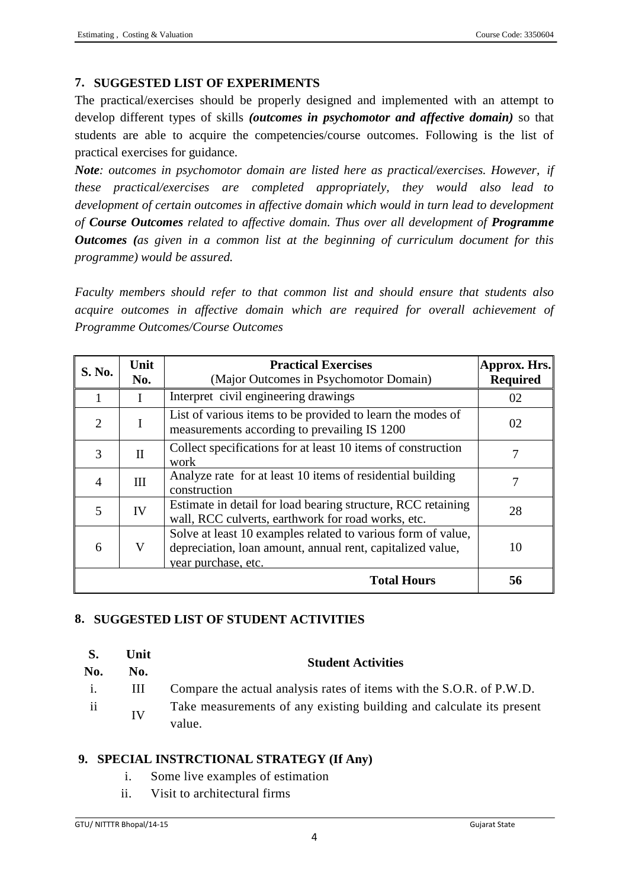## 7. SUGGESTED LIST OF EXPERIMENTS

The practical/exercises should be properly designed and implemented with an attempt to develop different types of skills ***(outcomes in psychomotor and affective domain)*** so that students are able to acquire the competencies/course outcomes. Following is the list of practical exercises for guidance.

***Note****: outcomes in psychomotor domain are listed here as practical/exercises. However, if these practical/exercises are completed appropriately, they would also lead to development of certain outcomes in affective domain which would in turn lead to development of* ***Course Outcomes*** *related to affective domain. Thus over all development of* ***Programme Outcomes (****as given in a common list at the beginning of curriculum document for this programme) would be assured.*

*Faculty members should refer to that common list and should ensure that students also acquire outcomes in affective domain which are required for overall achievement of Programme Outcomes/Course Outcomes*

| S. No. | Unit No. | **Practical Exercises** (Major Outcomes in Psychomotor Domain) | Approx. Hrs. Required |
|---|---|---|---|
| 1 | I | Interpret civil engineering drawings | 02 |
| 2 | I | List of various items to be provided to learn the modes of measurements according to prevailing IS 1200 | 02 |
| 3 | II | Collect specifications for at least 10 items of construction work | 7 |
| 4 | III | Analyze rate for at least 10 items of residential building construction | 7 |
| 5 | IV | Estimate in detail for load bearing structure, RCC retaining wall, RCC culverts, earthwork for road works, etc. | 28 |
| 6 | V | Solve at least 10 examples related to various form of value, depreciation, loan amount, annual rent, capitalized value, year purchase, etc. | 10 |
| | | **Total Hours** | **56** |

## 8. SUGGESTED LIST OF STUDENT ACTIVITIES

| S. No. | Unit No. | Student Activities |
|---|---|---|
| i. | III | Compare the actual analysis rates of items with the S.O.R. of P.W.D. |
| ii | IV | Take measurements of any existing building and calculate its present value. |

## 9. SPECIAL INSTRCTIONAL STRATEGY (If Any)

i. Some live examples of estimation
ii. Visit to architectural firms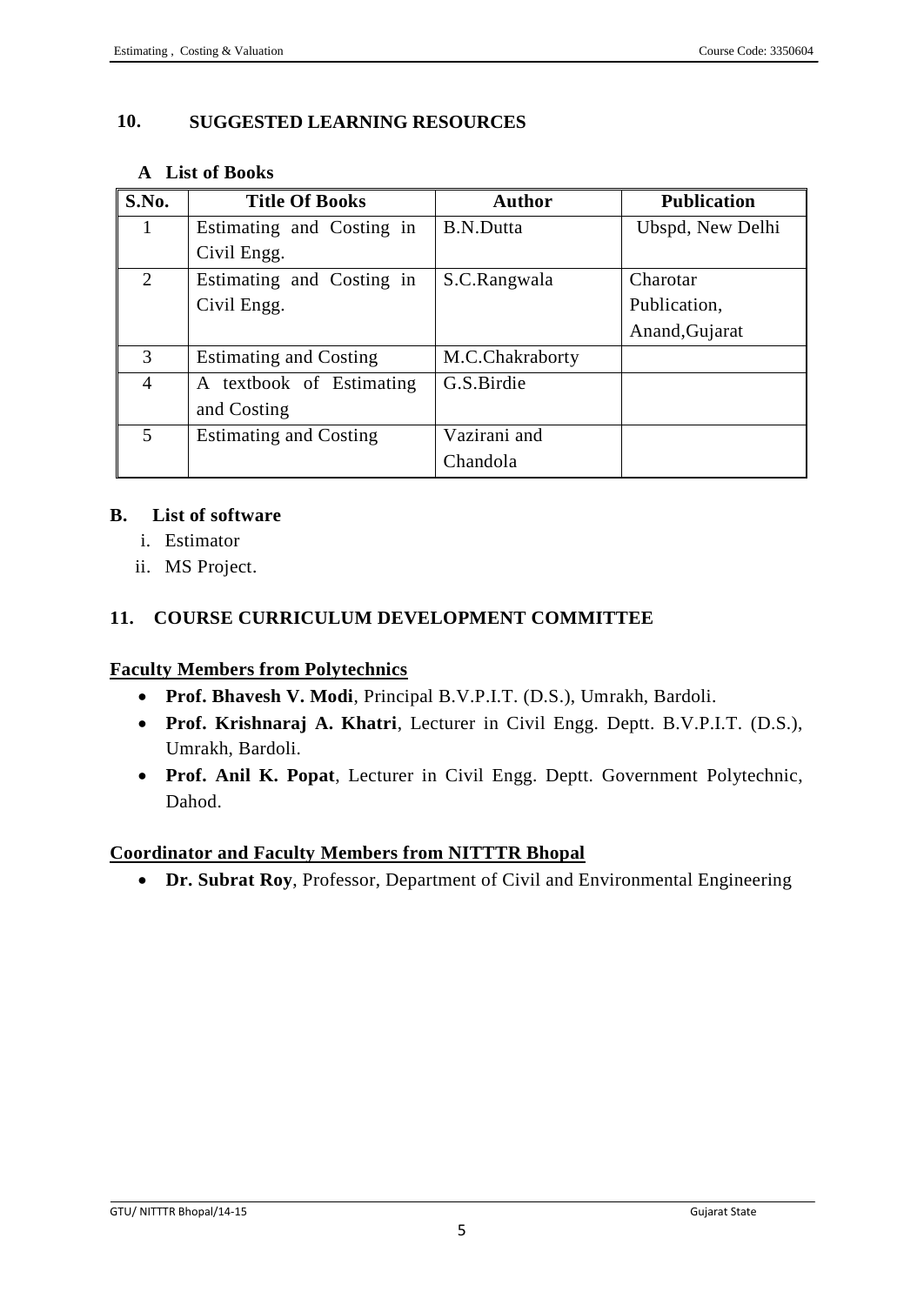## 10. SUGGESTED LEARNING RESOURCES

### A List of Books

| S.No. | Title Of Books | Author | Publication |
|---|---|---|---|
| 1 | Estimating and Costing in Civil Engg. | B.N.Dutta | Ubspd, New Delhi |
| 2 | Estimating and Costing in Civil Engg. | S.C.Rangwala | Charotar Publication, Anand,Gujarat |
| 3 | Estimating and Costing | M.C.Chakraborty | |
| 4 | A textbook of Estimating and Costing | G.S.Birdie | |
| 5 | Estimating and Costing | Vazirani and Chandola | |

### B. List of software

i. Estimator
ii. MS Project.

## 11. COURSE CURRICULUM DEVELOPMENT COMMITTEE

**Faculty Members from Polytechnics**

- **Prof. Bhavesh V. Modi**, Principal B.V.P.I.T. (D.S.), Umrakh, Bardoli.
- **Prof. Krishnaraj A. Khatri**, Lecturer in Civil Engg. Deptt. B.V.P.I.T. (D.S.), Umrakh, Bardoli.
- **Prof. Anil K. Popat**, Lecturer in Civil Engg. Deptt. Government Polytechnic, Dahod.

**Coordinator and Faculty Members from NITTTR Bhopal**

- **Dr. Subrat Roy**, Professor, Department of Civil and Environmental Engineering